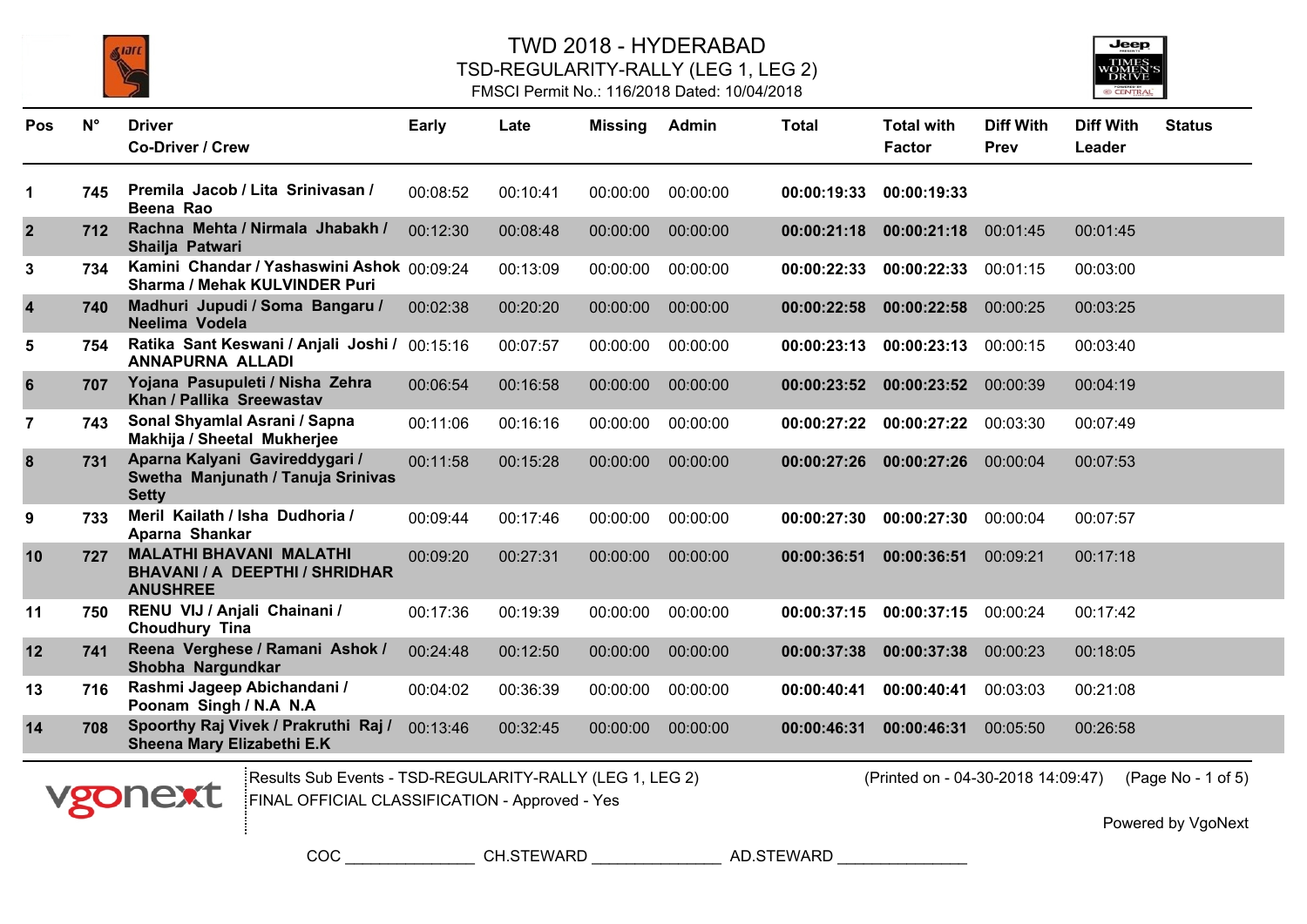# TWD 2018 - HYDERABAD

## TSD-REGULARITY-RALLY (LEG 1, LEG 2)

FMSCI Permit No.: 116/2018 Dated: 10/04/2018

| Pos | N° | Driver<br>Co-Driver / Crew | Early | Late | Missing | Admin | Total | Total with Factor | Diff With Prev | Diff With Leader | Status |
|---|---|---|---|---|---|---|---|---|---|---|---|
| 1 | 745 | Premila Jacob / Lita Srinivasan / Beena Rao | 00:08:52 | 00:10:41 | 00:00:00 | 00:00:00 | **00:00:19:33** | **00:00:19:33** | | | |
| 2 | 712 | Rachna Mehta / Nirmala Jhabakh / Shailja Patwari | 00:12:30 | 00:08:48 | 00:00:00 | 00:00:00 | **00:00:21:18** | **00:00:21:18** | 00:01:45 | 00:01:45 | |
| 3 | 734 | Kamini Chandar / Yashaswini Ashok Sharma / Mehak KULVINDER Puri | 00:09:24 | 00:13:09 | 00:00:00 | 00:00:00 | **00:00:22:33** | **00:00:22:33** | 00:01:15 | 00:03:00 | |
| 4 | 740 | Madhuri Jupudi / Soma Bangaru / Neelima Vodela | 00:02:38 | 00:20:20 | 00:00:00 | 00:00:00 | **00:00:22:58** | **00:00:22:58** | 00:00:25 | 00:03:25 | |
| 5 | 754 | Ratika Sant Keswani / Anjali Joshi / ANNAPURNA ALLADI | 00:15:16 | 00:07:57 | 00:00:00 | 00:00:00 | **00:00:23:13** | **00:00:23:13** | 00:00:15 | 00:03:40 | |
| 6 | 707 | Yojana Pasupuleti / Nisha Zehra Khan / Pallika Sreewastav | 00:06:54 | 00:16:58 | 00:00:00 | 00:00:00 | **00:00:23:52** | **00:00:23:52** | 00:00:39 | 00:04:19 | |
| 7 | 743 | Sonal Shyamlal Asrani / Sapna Makhija / Sheetal Mukherjee | 00:11:06 | 00:16:16 | 00:00:00 | 00:00:00 | **00:00:27:22** | **00:00:27:22** | 00:03:30 | 00:07:49 | |
| 8 | 731 | Aparna Kalyani Gavireddygari / Swetha Manjunath / Tanuja Srinivas Setty | 00:11:58 | 00:15:28 | 00:00:00 | 00:00:00 | **00:00:27:26** | **00:00:27:26** | 00:00:04 | 00:07:53 | |
| 9 | 733 | Meril Kailath / Isha Dudhoria / Aparna Shankar | 00:09:44 | 00:17:46 | 00:00:00 | 00:00:00 | **00:00:27:30** | **00:00:27:30** | 00:00:04 | 00:07:57 | |
| 10 | 727 | MALATHI BHAVANI MALATHI BHAVANI / A DEEPTHI / SHRIDHAR ANUSHREE | 00:09:20 | 00:27:31 | 00:00:00 | 00:00:00 | **00:00:36:51** | **00:00:36:51** | 00:09:21 | 00:17:18 | |
| 11 | 750 | RENU VIJ / Anjali Chainani / Choudhury Tina | 00:17:36 | 00:19:39 | 00:00:00 | 00:00:00 | **00:00:37:15** | **00:00:37:15** | 00:00:24 | 00:17:42 | |
| 12 | 741 | Reena Verghese / Ramani Ashok / Shobha Nargundkar | 00:24:48 | 00:12:50 | 00:00:00 | 00:00:00 | **00:00:37:38** | **00:00:37:38** | 00:00:23 | 00:18:05 | |
| 13 | 716 | Rashmi Jageep Abichandani / Poonam Singh / N.A N.A | 00:04:02 | 00:36:39 | 00:00:00 | 00:00:00 | **00:00:40:41** | **00:00:40:41** | 00:03:03 | 00:21:08 | |
| 14 | 708 | Spoorthy Raj Vivek / Prakruthi Raj / Sheena Mary Elizabethi E.K | 00:13:46 | 00:32:45 | 00:00:00 | 00:00:00 | **00:00:46:31** | **00:00:46:31** | 00:05:50 | 00:26:58 | |

Results Sub Events - TSD-REGULARITY-RALLY (LEG 1, LEG 2)
FINAL OFFICIAL CLASSIFICATION - Approved - Yes

(Printed on - 04-30-2018 14:09:47)

Powered by VgoNext

COC ______________ CH.STEWARD ______________ AD.STEWARD ______________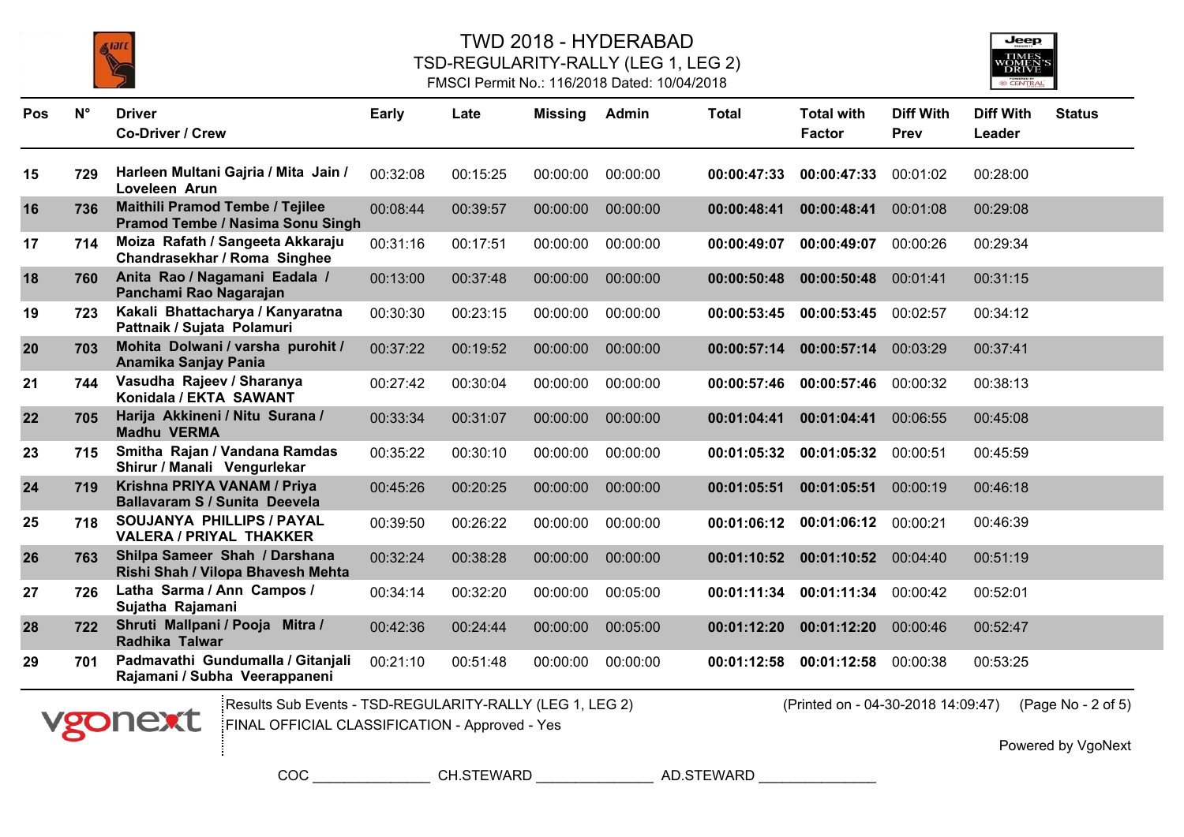# TWD 2018 - HYDERABAD

## TSD-REGULARITY-RALLY (LEG 1, LEG 2)

FMSCI Permit No.: 116/2018 Dated: 10/04/2018

| Pos | N° | Driver<br>Co-Driver / Crew | Early | Late | Missing | Admin | Total | Total with Factor | Diff With Prev | Diff With Leader | Status |
|---|---|---|---|---|---|---|---|---|---|---|---|
| 15 | 729 | Harleen Multani Gajria / Mita Jain / Loveleen Arun | 00:32:08 | 00:15:25 | 00:00:00 | 00:00:00 | **00:00:47:33** | **00:00:47:33** | 00:01:02 | 00:28:00 | |
| 16 | 736 | Maithili Pramod Tembe / Tejilee Pramod Tembe / Nasima Sonu Singh | 00:08:44 | 00:39:57 | 00:00:00 | 00:00:00 | **00:00:48:41** | **00:00:48:41** | 00:01:08 | 00:29:08 | |
| 17 | 714 | Moiza Rafath / Sangeeta Akkaraju Chandrasekhar / Roma Singhee | 00:31:16 | 00:17:51 | 00:00:00 | 00:00:00 | **00:00:49:07** | **00:00:49:07** | 00:00:26 | 00:29:34 | |
| 18 | 760 | Anita Rao / Nagamani Eadala / Panchami Rao Nagarajan | 00:13:00 | 00:37:48 | 00:00:00 | 00:00:00 | **00:00:50:48** | **00:00:50:48** | 00:01:41 | 00:31:15 | |
| 19 | 723 | Kakali Bhattacharya / Kanyaratna Pattnaik / Sujata Polamuri | 00:30:30 | 00:23:15 | 00:00:00 | 00:00:00 | **00:00:53:45** | **00:00:53:45** | 00:02:57 | 00:34:12 | |
| 20 | 703 | Mohita Dolwani / varsha purohit / Anamika Sanjay Pania | 00:37:22 | 00:19:52 | 00:00:00 | 00:00:00 | **00:00:57:14** | **00:00:57:14** | 00:03:29 | 00:37:41 | |
| 21 | 744 | Vasudha Rajeev / Sharanya Konidala / EKTA SAWANT | 00:27:42 | 00:30:04 | 00:00:00 | 00:00:00 | **00:00:57:46** | **00:00:57:46** | 00:00:32 | 00:38:13 | |
| 22 | 705 | Harija Akkineni / Nitu Surana / Madhu VERMA | 00:33:34 | 00:31:07 | 00:00:00 | 00:00:00 | **00:01:04:41** | **00:01:04:41** | 00:06:55 | 00:45:08 | |
| 23 | 715 | Smitha Rajan / Vandana Ramdas Shirur / Manali Vengurlekar | 00:35:22 | 00:30:10 | 00:00:00 | 00:00:00 | **00:01:05:32** | **00:01:05:32** | 00:00:51 | 00:45:59 | |
| 24 | 719 | Krishna PRIYA VANAM / Priya Ballavaram S / Sunita Deevela | 00:45:26 | 00:20:25 | 00:00:00 | 00:00:00 | **00:01:05:51** | **00:01:05:51** | 00:00:19 | 00:46:18 | |
| 25 | 718 | SOUJANYA PHILLIPS / PAYAL VALERA / PRIYAL THAKKER | 00:39:50 | 00:26:22 | 00:00:00 | 00:00:00 | **00:01:06:12** | **00:01:06:12** | 00:00:21 | 00:46:39 | |
| 26 | 763 | Shilpa Sameer Shah / Darshana Rishi Shah / Vilopa Bhavesh Mehta | 00:32:24 | 00:38:28 | 00:00:00 | 00:00:00 | **00:01:10:52** | **00:01:10:52** | 00:04:40 | 00:51:19 | |
| 27 | 726 | Latha Sarma / Ann Campos / Sujatha Rajamani | 00:34:14 | 00:32:20 | 00:00:00 | 00:05:00 | **00:01:11:34** | **00:01:11:34** | 00:00:42 | 00:52:01 | |
| 28 | 722 | Shruti Mallpani / Pooja Mitra / Radhika Talwar | 00:42:36 | 00:24:44 | 00:00:00 | 00:05:00 | **00:01:12:20** | **00:01:12:20** | 00:00:46 | 00:52:47 | |
| 29 | 701 | Padmavathi Gundumalla / Gitanjali Rajamani / Subha Veerappaneni | 00:21:10 | 00:51:48 | 00:00:00 | 00:00:00 | **00:01:12:58** | **00:01:12:58** | 00:00:38 | 00:53:25 | |

Results Sub Events - TSD-REGULARITY-RALLY (LEG 1, LEG 2)
FINAL OFFICIAL CLASSIFICATION - Approved - Yes

(Printed on - 04-30-2018 14:09:47)

Powered by VgoNext

COC ______________ CH.STEWARD ______________ AD.STEWARD ______________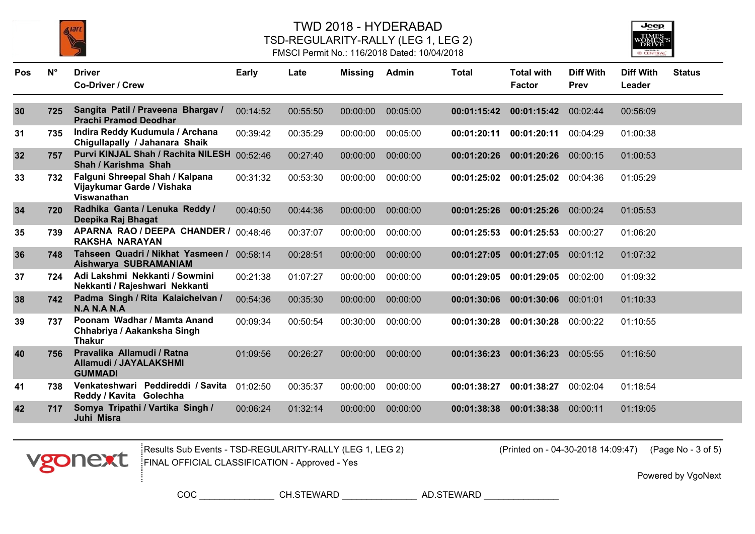# TWD 2018 - HYDERABAD

## TSD-REGULARITY-RALLY (LEG 1, LEG 2)

FMSCI Permit No.: 116/2018 Dated: 10/04/2018

| Pos | N° | Driver<br>Co-Driver / Crew | Early | Late | Missing | Admin | Total | Total with Factor | Diff With Prev | Diff With Leader | Status |
|---|---|---|---|---|---|---|---|---|---|---|---|
| 30 | 725 | Sangita Patil / Praveena Bhargav / Prachi Pramod Deodhar | 00:14:52 | 00:55:50 | 00:00:00 | 00:05:00 | **00:01:15:42** | **00:01:15:42** | 00:02:44 | 00:56:09 | |
| 31 | 735 | Indira Reddy Kudumula / Archana Chigullapally / Jahanara Shaik | 00:39:42 | 00:35:29 | 00:00:00 | 00:05:00 | **00:01:20:11** | **00:01:20:11** | 00:04:29 | 01:00:38 | |
| 32 | 757 | Purvi KINJAL Shah / Rachita NILESH Shah / Karishma Shah | 00:52:46 | 00:27:40 | 00:00:00 | 00:00:00 | **00:01:20:26** | **00:01:20:26** | 00:00:15 | 01:00:53 | |
| 33 | 732 | Falguni Shreepal Shah / Kalpana Vijaykumar Garde / Vishaka Viswanathan | 00:31:32 | 00:53:30 | 00:00:00 | 00:00:00 | **00:01:25:02** | **00:01:25:02** | 00:04:36 | 01:05:29 | |
| 34 | 720 | Radhika Ganta / Lenuka Reddy / Deepika Raj Bhagat | 00:40:50 | 00:44:36 | 00:00:00 | 00:00:00 | **00:01:25:26** | **00:01:25:26** | 00:00:24 | 01:05:53 | |
| 35 | 739 | APARNA RAO / DEEPA CHANDER / RAKSHA NARAYAN | 00:48:46 | 00:37:07 | 00:00:00 | 00:00:00 | **00:01:25:53** | **00:01:25:53** | 00:00:27 | 01:06:20 | |
| 36 | 748 | Tahseen Quadri / Nikhat Yasmeen / Aishwarya SUBRAMANIAM | 00:58:14 | 00:28:51 | 00:00:00 | 00:00:00 | **00:01:27:05** | **00:01:27:05** | 00:01:12 | 01:07:32 | |
| 37 | 724 | Adi Lakshmi Nekkanti / Sowmini Nekkanti / Rajeshwari Nekkanti | 00:21:38 | 01:07:27 | 00:00:00 | 00:00:00 | **00:01:29:05** | **00:01:29:05** | 00:02:00 | 01:09:32 | |
| 38 | 742 | Padma Singh / Rita Kalaichelvan / N.A N.A N.A | 00:54:36 | 00:35:30 | 00:00:00 | 00:00:00 | **00:01:30:06** | **00:01:30:06** | 00:01:01 | 01:10:33 | |
| 39 | 737 | Poonam Wadhar / Mamta Anand Chhabriya / Aakanksha Singh Thakur | 00:09:34 | 00:50:54 | 00:30:00 | 00:00:00 | **00:01:30:28** | **00:01:30:28** | 00:00:22 | 01:10:55 | |
| 40 | 756 | Pravalika Allamudi / Ratna Allamudi / JAYALAKSHMI GUMMADI | 01:09:56 | 00:26:27 | 00:00:00 | 00:00:00 | **00:01:36:23** | **00:01:36:23** | 00:05:55 | 01:16:50 | |
| 41 | 738 | Venkateshwari Peddireddi / Savita Reddy / Kavita Golechha | 01:02:50 | 00:35:37 | 00:00:00 | 00:00:00 | **00:01:38:27** | **00:01:38:27** | 00:02:04 | 01:18:54 | |
| 42 | 717 | Somya Tripathi / Vartika Singh / Juhi Misra | 00:06:24 | 01:32:14 | 00:00:00 | 00:00:00 | **00:01:38:38** | **00:01:38:38** | 00:00:11 | 01:19:05 | |

Results Sub Events - TSD-REGULARITY-RALLY (LEG 1, LEG 2)
FINAL OFFICIAL CLASSIFICATION - Approved - Yes

(Printed on - 04-30-2018 14:09:47)

Powered by VgoNext

COC _______________ CH.STEWARD _______________ AD.STEWARD _______________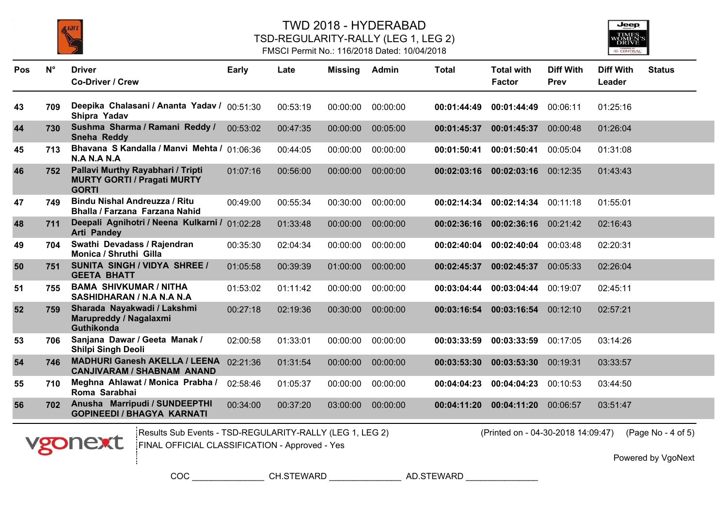# TWD 2018 - HYDERABAD

## TSD-REGULARITY-RALLY (LEG 1, LEG 2)

FMSCI Permit No.: 116/2018 Dated: 10/04/2018

| Pos | N° | Driver Co-Driver / Crew | Early | Late | Missing | Admin | Total | Total with Factor | Diff With Prev | Diff With Leader | Status |
|---|---|---|---|---|---|---|---|---|---|---|---|
| 43 | 709 | Deepika Chalasani / Ananta Yadav / Shipra Yadav | 00:51:30 | 00:53:19 | 00:00:00 | 00:00:00 | **00:01:44:49** | **00:01:44:49** | 00:06:11 | 01:25:16 | |
| 44 | 730 | Sushma Sharma / Ramani Reddy / Sneha Reddy | 00:53:02 | 00:47:35 | 00:00:00 | 00:05:00 | **00:01:45:37** | **00:01:45:37** | 00:00:48 | 01:26:04 | |
| 45 | 713 | Bhavana S Kandalla / Manvi Mehta / N.A N.A N.A | 01:06:36 | 00:44:05 | 00:00:00 | 00:00:00 | **00:01:50:41** | **00:01:50:41** | 00:05:04 | 01:31:08 | |
| 46 | 752 | Pallavi Murthy Rayabhari / Tripti MURTY GORTI / Pragati MURTY GORTI | 01:07:16 | 00:56:00 | 00:00:00 | 00:00:00 | **00:02:03:16** | **00:02:03:16** | 00:12:35 | 01:43:43 | |
| 47 | 749 | Bindu Nishal Andreuzza / Ritu Bhalla / Farzana Farzana Nahid | 00:49:00 | 00:55:34 | 00:30:00 | 00:00:00 | **00:02:14:34** | **00:02:14:34** | 00:11:18 | 01:55:01 | |
| 48 | 711 | Deepali Agnihotri / Neena Kulkarni / Arti Pandey | 01:02:28 | 01:33:48 | 00:00:00 | 00:00:00 | **00:02:36:16** | **00:02:36:16** | 00:21:42 | 02:16:43 | |
| 49 | 704 | Swathi Devadass / Rajendran Monica / Shruthi Gilla | 00:35:30 | 02:04:34 | 00:00:00 | 00:00:00 | **00:02:40:04** | **00:02:40:04** | 00:03:48 | 02:20:31 | |
| 50 | 751 | SUNITA SINGH / VIDYA SHREE / GEETA BHATT | 01:05:58 | 00:39:39 | 01:00:00 | 00:00:00 | **00:02:45:37** | **00:02:45:37** | 00:05:33 | 02:26:04 | |
| 51 | 755 | BAMA SHIVKUMAR / NITHA SASHIDHARAN / N.A N.A N.A | 01:53:02 | 01:11:42 | 00:00:00 | 00:00:00 | **00:03:04:44** | **00:03:04:44** | 00:19:07 | 02:45:11 | |
| 52 | 759 | Sharada Nayakwadi / Lakshmi Marupreddy / Nagalaxmi Guthikonda | 00:27:18 | 02:19:36 | 00:30:00 | 00:00:00 | **00:03:16:54** | **00:03:16:54** | 00:12:10 | 02:57:21 | |
| 53 | 706 | Sanjana Dawar / Geeta Manak / Shilpi Singh Deoli | 02:00:58 | 01:33:01 | 00:00:00 | 00:00:00 | **00:03:33:59** | **00:03:33:59** | 00:17:05 | 03:14:26 | |
| 54 | 746 | MADHURI Ganesh AKELLA / LEENA CANJIVARAM / SHABNAM ANAND | 02:21:36 | 01:31:54 | 00:00:00 | 00:00:00 | **00:03:53:30** | **00:03:53:30** | 00:19:31 | 03:33:57 | |
| 55 | 710 | Meghna Ahlawat / Monica Prabha / Roma Sarabhai | 02:58:46 | 01:05:37 | 00:00:00 | 00:00:00 | **00:04:04:23** | **00:04:04:23** | 00:10:53 | 03:44:50 | |
| 56 | 702 | Anusha Marripudi / SUNDEEPTHI GOPINEEDI / BHAGYA KARNATI | 00:34:00 | 00:37:20 | 03:00:00 | 00:00:00 | **00:04:11:20** | **00:04:11:20** | 00:06:57 | 03:51:47 | |

Results Sub Events - TSD-REGULARITY-RALLY (LEG 1, LEG 2)
FINAL OFFICIAL CLASSIFICATION - Approved - Yes

(Printed on - 04-30-2018 14:09:47)

Powered by VgoNext

COC ______________ CH.STEWARD ______________ AD.STEWARD ______________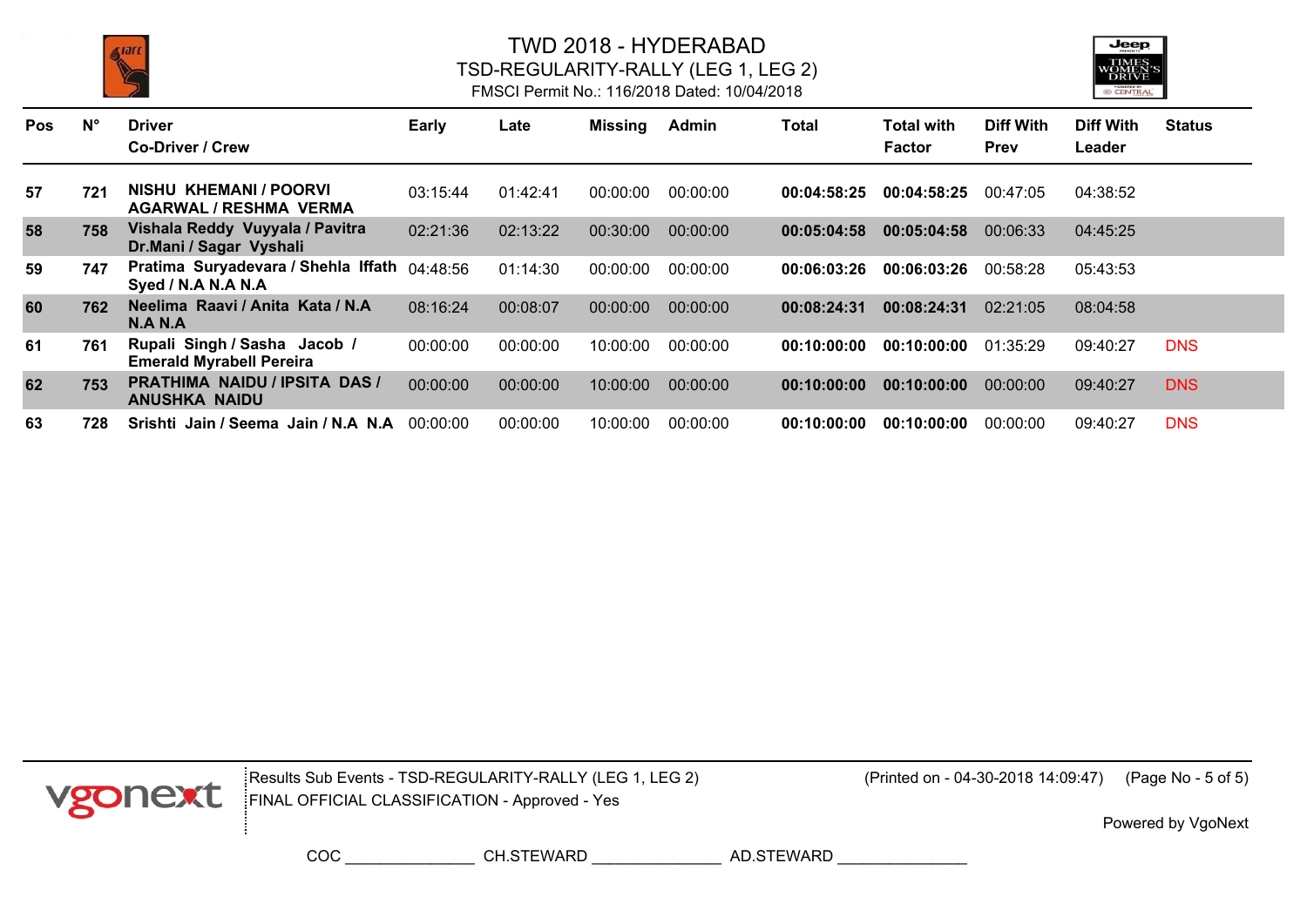# TWD 2018 - HYDERABAD

## TSD-REGULARITY-RALLY (LEG 1, LEG 2)

FMSCI Permit No.: 116/2018 Dated: 10/04/2018

| Pos | N° | Driver Co-Driver / Crew | Early | Late | Missing | Admin | Total | Total with Factor | Diff With Prev | Diff With Leader | Status |
|---|---|---|---|---|---|---|---|---|---|---|---|
| 57 | 721 | NISHU KHEMANI / POORVI AGARWAL / RESHMA VERMA | 03:15:44 | 01:42:41 | 00:00:00 | 00:00:00 | **00:04:58:25** | **00:04:58:25** | 00:47:05 | 04:38:52 | |
| 58 | 758 | Vishala Reddy Vuyyala / Pavitra Dr.Mani / Sagar Vyshali | 02:21:36 | 02:13:22 | 00:30:00 | 00:00:00 | **00:05:04:58** | **00:05:04:58** | 00:06:33 | 04:45:25 | |
| 59 | 747 | Pratima Suryadevara / Shehla Iffath Syed / N.A N.A N.A | 04:48:56 | 01:14:30 | 00:00:00 | 00:00:00 | **00:06:03:26** | **00:06:03:26** | 00:58:28 | 05:43:53 | |
| 60 | 762 | Neelima Raavi / Anita Kata / N.A N.A N.A | 08:16:24 | 00:08:07 | 00:00:00 | 00:00:00 | **00:08:24:31** | **00:08:24:31** | 02:21:05 | 08:04:58 | |
| 61 | 761 | Rupali Singh / Sasha Jacob / Emerald Myrabell Pereira | 00:00:00 | 00:00:00 | 10:00:00 | 00:00:00 | **00:10:00:00** | **00:10:00:00** | 01:35:29 | 09:40:27 | DNS |
| 62 | 753 | PRATHIMA NAIDU / IPSITA DAS / ANUSHKA NAIDU | 00:00:00 | 00:00:00 | 10:00:00 | 00:00:00 | **00:10:00:00** | **00:10:00:00** | 00:00:00 | 09:40:27 | DNS |
| 63 | 728 | Srishti Jain / Seema Jain / N.A N.A | 00:00:00 | 00:00:00 | 10:00:00 | 00:00:00 | **00:10:00:00** | **00:10:00:00** | 00:00:00 | 09:40:27 | DNS |

Results Sub Events - TSD-REGULARITY-RALLY (LEG 1, LEG 2)
FINAL OFFICIAL CLASSIFICATION - Approved - Yes

(Printed on - 04-30-2018 14:09:47)

Powered by VgoNext

COC _______________ CH.STEWARD _______________ AD.STEWARD _______________